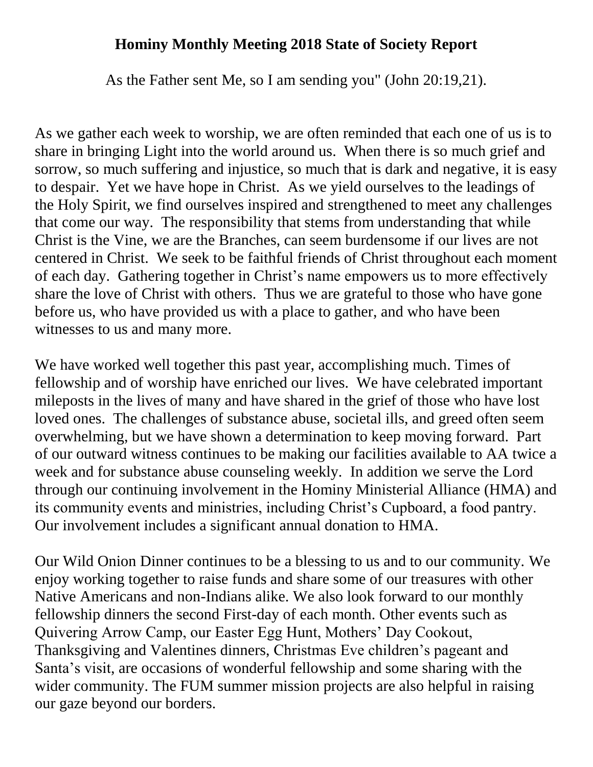**Hominy Monthly Meeting 2018 State of Society Report**

As the Father sent Me, so I am sending you" (John 20:19,21).

As we gather each week to worship, we are often reminded that each one of us is to share in bringing Light into the world around us. When there is so much grief and sorrow, so much suffering and injustice, so much that is dark and negative, it is easy to despair. Yet we have hope in Christ. As we yield ourselves to the leadings of the Holy Spirit, we find ourselves inspired and strengthened to meet any challenges that come our way. The responsibility that stems from understanding that while Christ is the Vine, we are the Branches, can seem burdensome if our lives are not centered in Christ. We seek to be faithful friends of Christ throughout each moment of each day. Gathering together in Christ's name empowers us to more effectively share the love of Christ with others. Thus we are grateful to those who have gone before us, who have provided us with a place to gather, and who have been witnesses to us and many more.

We have worked well together this past year, accomplishing much. Times of fellowship and of worship have enriched our lives. We have celebrated important mileposts in the lives of many and have shared in the grief of those who have lost loved ones. The challenges of substance abuse, societal ills, and greed often seem overwhelming, but we have shown a determination to keep moving forward. Part of our outward witness continues to be making our facilities available to AA twice a week and for substance abuse counseling weekly. In addition we serve the Lord through our continuing involvement in the Hominy Ministerial Alliance (HMA) and its community events and ministries, including Christ's Cupboard, a food pantry. Our involvement includes a significant annual donation to HMA.

Our Wild Onion Dinner continues to be a blessing to us and to our community. We enjoy working together to raise funds and share some of our treasures with other Native Americans and non-Indians alike. We also look forward to our monthly fellowship dinners the second First-day of each month. Other events such as Quivering Arrow Camp, our Easter Egg Hunt, Mothers' Day Cookout, Thanksgiving and Valentines dinners, Christmas Eve children's pageant and Santa's visit, are occasions of wonderful fellowship and some sharing with the wider community. The FUM summer mission projects are also helpful in raising our gaze beyond our borders.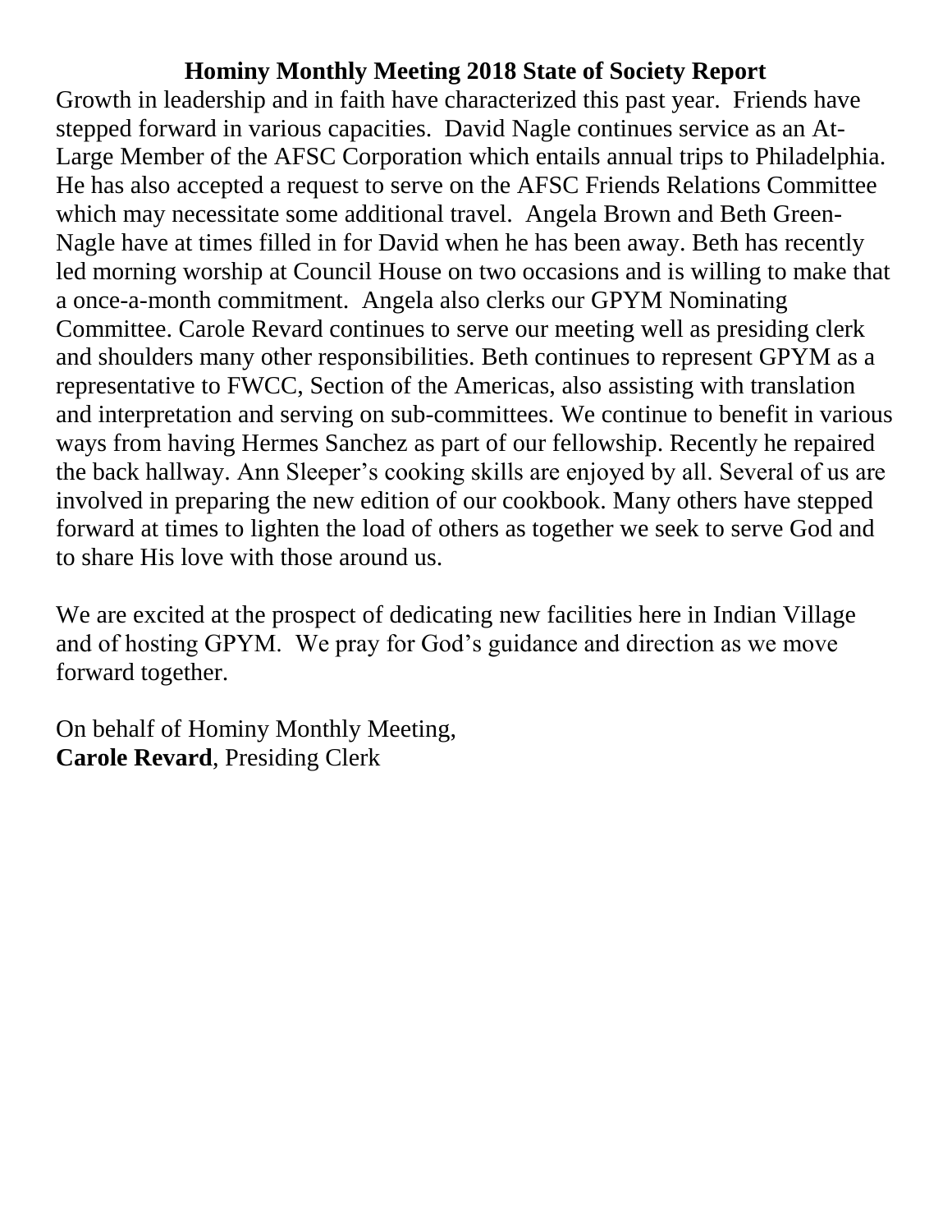# Hominy Monthly Meeting 2018 State of Society Report

Growth in leadership and in faith have characterized this past year. Friends have stepped forward in various capacities. David Nagle continues service as an At-Large Member of the AFSC Corporation which entails annual trips to Philadelphia. He has also accepted a request to serve on the AFSC Friends Relations Committee which may necessitate some additional travel. Angela Brown and Beth Green-Nagle have at times filled in for David when he has been away. Beth has recently led morning worship at Council House on two occasions and is willing to make that a once-a-month commitment. Angela also clerks our GPYM Nominating Committee. Carole Revard continues to serve our meeting well as presiding clerk and shoulders many other responsibilities. Beth continues to represent GPYM as a representative to FWCC, Section of the Americas, also assisting with translation and interpretation and serving on sub-committees. We continue to benefit in various ways from having Hermes Sanchez as part of our fellowship. Recently he repaired the back hallway. Ann Sleeper's cooking skills are enjoyed by all. Several of us are involved in preparing the new edition of our cookbook. Many others have stepped forward at times to lighten the load of others as together we seek to serve God and to share His love with those around us.

We are excited at the prospect of dedicating new facilities here in Indian Village and of hosting GPYM. We pray for God's guidance and direction as we move forward together.

On behalf of Hominy Monthly Meeting,
**Carole Revard**, Presiding Clerk